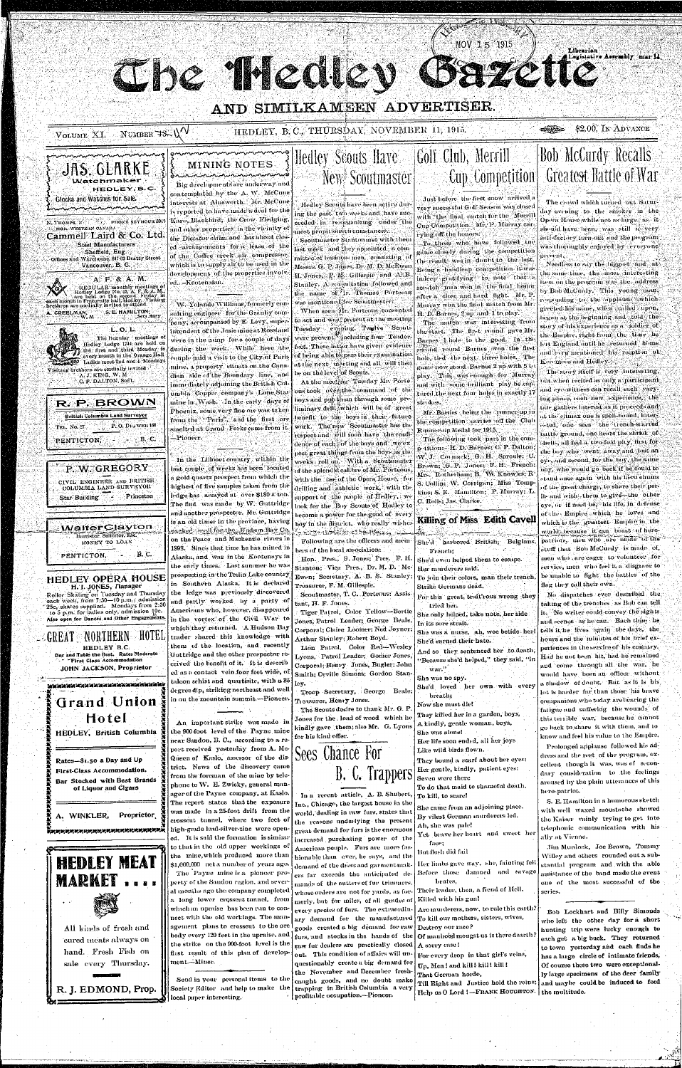# The Hedley Gazette

## AND SIMILKAMEEN ADVERTISER.

VOLUME XI. NUMBER 43. HEDLEY, B. C., THURSDAY, NOVEMBER 11, 1915. $2.00, IN ADVANCE

**JAS. CLARKE**
Watchmaker
HEDLEY, B. C.
Clocks and Watches for Sale.

N. THOMPSON PHONE SEYMOUR 5913
MGR. WESTERN CANADA
**Cammell Laird & Co. Ltd.**
Steel Manufacturers
Sheffield, Eng.
Offices and Warehouse, 847-63 Beatty Street
Vancouver, B. C.

**A. F. & A. M.**
REGULAR monthly meetings of Hedley Lodge No. 43, A. F. & A. M., are held on the second Friday in each month in Fraternity hall, Hedley. Visiting brethren are cordially invited to attend.
A. CREELMAN, W. M. S. E. HAMILTON, Secretary

**L. O. L.**
The Regular meetings of Hedley Lodge 1744 are held on the first and third Monday in every month in the Orange Hall. Ladies meet 2nd and 4 Mondays. Visiting brethren are cordially invited.
A. J. KING, W. M.
C. P. DALTON, Sec't.

**R. P. BROWN**
British Columbia Land Surveyor
TEL. No. 27 P. O. DRAWER 160
PENTICTON, B. C.

**P. W. GREGORY**
CIVIL ENGINEER AND BRITISH COLUMBIA LAND SURVEYOR
Star Building Princeton

**Walter Clayton**
Barrister, Solicitor, Etc.
MONEY TO LOAN
PENTICTON, B. C.

**HEDLEY OPERA HOUSE**
H. J. JONES, Manager
Roller Skating on Tuesday and Thursday each week, from 7:30—10 p.m.; admission 25c, skates supplied. Mondays from 2:30 to 5 p.m. for ladies only, admission 10c.
Also open for Dances and Other Engagements.

**GREAT NORTHERN HOTEL**
HEDLEY B.C.
Bar and Table the Best. Rates Moderate
First Class Accommodation
JOHN JACKSON, Proprietor

**Grand Union Hotel**
HEDLEY, British Columbia

Rates—$1.50 a Day and Up
First-Class Accommodation.
Bar Stocked with Best Brands of Liquor and Cigars

A. WINKLER, Proprietor.

**HEDLEY MEAT MARKET ....**

All kinds of fresh and cured meats always on hand. Fresh Fish on sale every Thursday.

R. J. EDMOND, Prop.

## MINING NOTES

Big developments are underway and contemplated by the A. W. McCune interests at Ainsworth. Mr. McCune is reported to have made a deal for the Kaza, Blackbird, the Crow Fledging, and other properties in the vicinity of the Dictator claim and has about closed arrangements for a lease of the Coffee creek air compressor, which is to supply air to be used in the development of the properties involved.—Kootenaian.

W. Yolande Williams, formerly consulting engineer for the Granby company, accompanied by E. Levy, superintendent of the Josie mine at Rossland were in the camp for a couple of days during the week. While here the couple paid a visit to the City of Paris mine, a property situate on the Canadian side of the Boundary line, and immediately adjoining the British Columbia Copper company's Lone Star mine in Wash. In the early days of Phoenix, some very fine ore was taken from the "Paris", and the first ore smelted at Grand Forks came from it. —Pioneer.

In the Lillooet country within the last couple of weeks has been located a gold quartz prospect from which the highest of five samples taken from the ledge has assayed at over $180 a ton. The find was made by W. Guttridge and another prospector. Mr. Guttridge is an old timer in the province, having packed meat for the Hudson Bay Co. on the Peace and Mackenzie rivers in 1893. Since that time he has mined in Alaska, and was in the Kootenays in the early times. Last summer he was prospecting in the Teslin Lake country in Southern Alaska. It is declared the ledge was previously discovered and partly worked by a party of Americans who, however, disappeared in the vortex of the Civil War to which they returned. A Hudson Bay trader shared this knowledge with them of the location, and recently Guttridge and the other prospector received the benefit of it. It is described as a contact vein four feet wide, of talcose schist and quartzite, with a 80 degree dip, striking northeast and well in on the mountain summit.—Pioneer.

An important strike was made in the 900-foot level of the Payne mine near Sandon, B. C., according to a report received yesterday from A. McQueen of Kaslo, assessor of the district. News of the discovery came from the foreman of the mine by telephone to W. E. Zwicky, general manager of the Payne company, at Kaslo. The report states that the exposure was made in a 25-foot drift from the crosscut tunnel, where two feet of high-grade lead-silver-zinc were opened. It is said the formation is similar to that in the old upper workings of the mine, which produced more than $1,000,000 net a number of years ago.

The Payne mine is a pioneer property of the Sandon region, and several months ago the company completed a long lower crosscut tunnel, from which an upraise has been run to connect with the old workings. The management plans to crosscut to the ore body every 120 feet in the upraise, and the strike on the 900-foot level is the first result of this plan of development.—Miner.

Send in your personal items to the Society Editor and help to make the local paper interesting.

## Hedley Scouts Have New Scoutmaster

Hedley Scouts have been active during the past two weeks and have succeeded in re-organizing under the most propitious circumstances.

Scoutmaster Stanton met with them last week and they appointed a committee of business men, consisting of Messrs. G. P. Jones, Dr. M. D. McEwen H. Jones, F. M. Gillespie and A. B. Stanley. A consultation followed and the name of Mr. Thomas Porteous was mentioned for Scoutmaster.

When seen Mr. Porteous consented to act and was present at the meeting Tuesday evening. Twelve Scouts were present, including four Tenderfeet. These latter have given evidence of being able to pass their examination at the next meeting and all will then be on the level of Scouts.

At the meeting Tuesday Mr. Porteous took over the command of the boys and put them through some preliminary drill which will be of great benefit to the boys in their future work. The new Scoutmaster has the respect and will soon have the confidence of each of the boys and we expect great things from the boys as the weeks roll on. With a Scoutmaster of the splendid calibre of Mr. Porteous, with the use of the Opera House, for drilling and athletic work, with the support of the people of Hedley, we look for the Boy Scouts of Hedley to become a power for the good of every boy in the district, who really wishes to be a good citizen.

Following are the officers and members of the local association:

Hon. Pres., G. Jones; Pres. F. H. Stanton; Vice Pres., Dr. M. D. McEwen; Secretary, A. B. S. Stanley; Treasurer, F. M. Gillespie.

Scoutmaster, T. C. Porteous; Assistant, H. F. Jones.

Tiger Patrol, Color Yellow—Bertie Jones, Patrol Leader; George Beale, Corporal; Claire Loomer; Ned Joyner; Arthur Stanley; Robert Boyd.

Lion Patrol, Color Red—Wesley Lyons, Patrol Leader; Gomer Jones, Corporal; Henry Jones, Bugler; John Smith; Orville Simons; Gordon Stanley.

Troop Secretary, George Beale; Treasurer, Henry Jones.

The Scouts desire to thank Mr. G. P. Jones for the load of wood which he kindly gave them; also Mr. G. Lyons for his kind offer.

## Sees Chance For B. C. Trappers

In a recent article, A. B. Shubert, Inc., Chicago, the largest house in the world, dealing in raw furs, states that the reasons underlying the present great demand for furs is the enormous increased purchasing power of the American people. Furs are more fashionable than ever, he says, and the demand of the dress and garment makers far exceeds the anticipated demands of the cutters of fur trimmers, whose orders are not for yards, as formerly, but for miles, of all grades of every species of furs. The extraordinary demand for the manufactured goods created a big demand for raw furs, and stocks in the hands of the raw fur dealers are practically closed out. This condition of affairs will unquestionably create a big demand for the November and December fresh-caught goods, and no doubt make trapping in British Columbia a very profitable occupation.—Pioneer.

## Golf Club, Merrill Cup Competition

Just before the first snow arrived a very successful Golf Season was closed with the final match for the Merrill Cup Competition. Mr. P. Murray carrying off the honors.

To those who have followed the game closely during the competition the result was in doubt to the last. Being a handicap competition it was indeed gratifying to note that a scratch man won in the final honors after a close and hard fight. Mr. P. Murray won the final match from Mr. H. D. Barnes, 2 up and 1 to play.

The match was interesting from the start. The first round gave Mr. Barnes 1 hole to the good. In the second round Barnes won the first hole, tied the next three holes. The game now stood Barnes 2 up with 5 to play. This was enough for Murray and with some brilliant play he captured the next four holes in exactly 17 strokes.

Mr. Barnes being the runner-up in the competition carries off the Club Runner-up Medal for 1915.

The following took part in the competition:—H. D. Barnes; C. P. Dalton; W. J. Cormack; G. H. Sproule; C. Brown; G. P. Jones; B. H. French; Mrs. Rotherham; B. W. Knowles; R. S. Collin; W. Corrigan; Miss Tompkins; S. E. Hamilton; P. Murray; L. C. Rolls; Jas. Clarke.

## Killing of Miss Edith Cavell

She'd harbored British, Belgians, French;
She'd even helped them to escape.
Her murderers said,
To join their colors, man their trench,
Strike Germans dead.

For this great, trait'rous wrong they tried her.
She only helped, take note, her side
In its sore strait.
She was a nurse, ah, woe betide her!
She'd earned their hate.

And so they sentenced her to death,
"Because she'd helped," they said, "in war."
She was no spy.
She'd loved her own with every breath;
Now she must die!

They killed her in a garden, boys,
A kindly, gentle woman, boys,
She was alone!
Her life soon ended, all her joys
Like wild birds flown.

They bound a scarf about her eyes;
Her gentle, kindly, patient eyes;
Seven were there
To do that maid to shameful death,
To kill, to scare!

She came from an adjoining place.
By vilest German murderers led.
Ah, she was pale!
Yet brave her heart and sweet her face;
But flesh did fail.

Her limbs gave way, she, fainting fell
Before those damned and savage brutes,
Their leader, then, a fiend of Hell,
Killed with his gun!

Are murderers, now, to rule this earth?
To kill our mothers, sisters, wives,
Destroy our race?
Of manhood mongst us is there dearth?
A sorry case!

For every drop in that girl's veins,
Up, Men! and kill! kill! kill!
That German horde,
Till Right and Justice hold the reins;
Help us O Lord!—FRANK HOUGHTON.

## Bob McCurdy Recalls Greatest Battle of War

The crowd which turned out Saturday evening to the smoker in the Opera House while not as large as it should have been, was still a very satisfactory turn-out and the program was thoroughly enjoyed by everyone present.

Needless to say the biggest and, at the same time, the most interesting item on the program was the address by Bob McCurdy. This young man, responding to the applause which greeted his name, when called upon, began at the beginning and told the story of his experience as a soldier of the Empire, right from the time he left England until he returned home and even mentioned his reception at Keremeos and Hedley.

The story itself is very interesting, but when recited as only a participant and eye-witness can recall each varying phase, each new experience, the tale gathers interest as it proceeds and at the climax one is spell-bound, interested, one sees the trench-scarred battle ground, one hears the shriek of shells, all feel a two-fold pity, first for the boy who went away and lost an eye, and second, for the boy, the same boy, who would go back if he could to stand once again with his fellow chums of the great charge, to share their perils and with them to give—the other eye, or if need be, his life, in defense of the Empire which he loves and which is the greatest Empire in the world because it can boast of hero-patriots, men who are made of the stuff that Bob McCurdy is made of, men who are eager to volunteer for service, men who feel it a disgrace to be unable to fight the battles of the flag they call their own.

No dispatches ever described the taking of the trenches as Bob can tell it. No writer could convey the sights and scenes as he can. Each time he tells it he lives again the days, the hours and the minutes of his brief experiences in the service of his country. Had he not been hit, had he remained and come through all the war, he would have been an officer without a shadow of doubt. But as it is his lot is harder far than those his brave companions who today are bearing the fatigue and suffering the wounds of this terrible war, because he cannot go back to share it with them, and to know and feel his value to the Empire.

Prolonged applause followed his address and the rest of the program, excellent though it was, was of secondary consideration to the feelings aroused by the plain utterances of this hero-patriot.

S. E. Hamilton in a humorous sketch with well waxed moustache showed the Kaiser vainly trying to get into telephonic communication with his ally at Vienna.

Jim Murdock, Joe Brown, Tommy Willey and others rounded out a substantial program and with the able assistance of the band made the event one of the most successful of the series.

Bob Lockhart and Billy Simonds who left the other day for a short hunting trip were lucky enough to each get a big buck. They returned to town yesterday and each finds he has a large circle of intimate friends. Of course these two were exceptionally large specimens of the deer family and maybe could be induced to feed the multitude.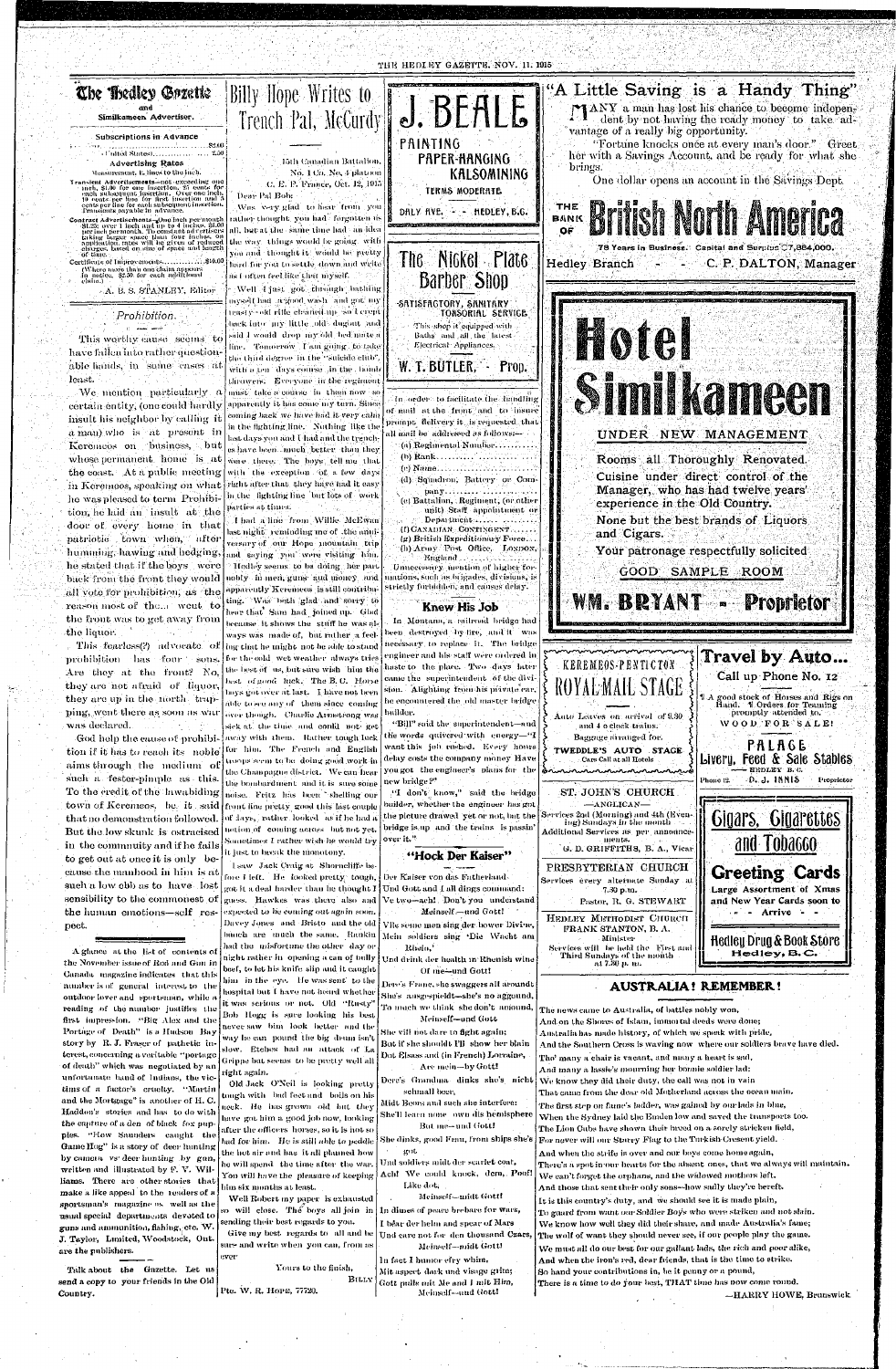# The Hedley Gazette
## and Similkameen Advertiser.

**Subscriptions in Advance**

........................................ $2.00
(United States) ........................ 2.50

**Advertising Rates**

Measurement, 12 lines to the inch.

Transient Advertisements—not exceeding one inch, $1.00 for one insertion, 25 cents for each subsequent insertion. Over one inch, 10 cents per line for first insertion and 5 cents per line for each subsequent insertion. Transients payable in advance.

Contract Advertisements—One inch per month $1.25; over 1 inch and up to 4 inches, $1.00 per inch per month. To constant advertisers taking larger space than four inches, on application, rates will be given of reduced charges, based on size of space and length of time.

Certificate of Improvements ............ $10.00
(Where more than one claim appears in notice, $2.50 for each additional claim.)

A. B. S. STANLEY, Editor

## Prohibition.

This worthy cause seems to have fallen into rather questionable hands, in some cases at least.

We mention particularly a certain entity, (one could hardly insult his neighbor by calling it a man) who is at present in Keremeos on business, but whose permanent home is at the coast. At a public meeting in Keremeos, speaking on what he was pleased to term Prohibition, he laid an insult at the door of every home in that patriotic town when, after humming, hawing and hedging, he stated that if the boys were back from the front they would all vote for prohibition, as the reason most of them went to the front was to get away from the liquor.

This fearless(?) advocate of prohibition has four sons. Are they at the front? No, they are not afraid of liquor, they are up in the north trapping, went there as soon as war was declared.

God help the cause of prohibition if it has to reach its noble aims through the medium of such a fester-pimple as this. To the credit of the law-abiding town of Keremeos, be it said that no demonstration followed. But the low skunk is ostracised in the community and if he fails to get out at once it is only because the manhood in him is at such a low ebb as to have lost sensibility to the commonest of the human emotions—self respect.

A glance at the list of contents of the November issue of Rod and Gun in Canada magazine indicates that this number is of general interest to the outdoor lover and sportsman, while a reading of the number justifies the first impression. "Big Alec and the Portage of Death" is a Hudson Bay story by R. J. Fraser of pathetic interest, concerning a veritable "portage of death" which was negotiated by an unfortunate band of Indians, the victims of a factor's cruelty. "Martin and the Mortgage" is another of H. C. Haddon's stories and has to do with the capture of a den of black fox puppies. "How Saunders caught the Game Hog" is a story of deer hunting by camera *vs* deer hunting by gun, written and illustrated by F. V. Williams. There are other stories that make a like appeal to the readers of a sportsman's magazine as well as the usual special departments devoted to guns and ammunition, fishing, etc. W. J. Taylor, Limited, Woodstock, Ont. are the publishers.

Talk about the Gazette. Let us send a copy to your friends in the Old Country.

## Billy Hope Writes to Trench Pal, McCurdy

15th Canadian Battalion,
No. 1 Co. No. 4 platoon
C. E. F. France, Oct. 12, 1915

Dear Pal Bob:

Was very glad to hear from you rather thought you had forgotten us all, but at the same time had an idea the way things would be going with you and thought it would be pretty hard for you to settle down and write as I often feel like that myself.

Well I just got through bathing myself, had a good wash and got my trusty old rifle cleaned up so I crept back into my little old dugout and said I would drop my old bed mate a line. Tomorrow I am going to take the third degree in the "suicide club", with a few days course in the bomb throwers. Everyone in the regiment must take a course in them now so apparently it has come my turn. Since coming back we have had it very calm in the fighting line. Nothing like the last days you and I had and the trenches have been much better than they were there. The boys tell me that with the exception of a few days right after that they have had it easy in the fighting line but lots of work parties at times.

I had a line from Willie McEwan last night reminding me of the anniversary of our Hope mountain trip and saying you were visiting him. Hedley seems to be doing her part nobly in men, guns and money and apparently Keremeos is still contributing. Was both glad and sorry to hear that Sam had joined up. Glad because it shows the stuff he was always was made of, but rather a feeling that he might not be able to stand for the cold wet weather always tries the best of us, but sure wish him the best of good luck. The B. C. Horse boys got over at last. I have not been able to see any of them since coming over though. Charlie Armstrong was sick at the time and could not get away with them. Rather tough luck for him. The French and English troops seem to be doing good work in the Champagne district. We can hear the bombardment and it is sure some noise. Fritz has been shelling our front line pretty good this last couple of days, rather looked as if he had a notion of coming across but not yet. Sometimes I rather wish he would try it just to break the monotony.

I saw Jack Craig at Shorncliffe before I left. He looked pretty tough, got it a deal harder than he thought I guess. Hawkes was there also and expected to be coming out again soon. Davey Jones and Bristo and the old bunch are much the same. Rankin had the misfortune the other day or night rather in opening a can of bully beef, to let his knife slip and it caught him in the eye. He was sent to the hospital but I have not heard whether it was serious or not. Old "Rusty" Bob Hogg is sure looking his best, never saw him look better and the way he can pound the big drum isn't slow. Etches had an attack of La Grippe but seems to be pretty well all right again.

Old Jack O'Neil is looking pretty tough with bad feet and boils on his neck. He has grown old but they have got him a good job now, looking after the officers horses, so it is not so bad for him. He is still able to peddle the hot air and has it all planned how he will spend the time after the war. You will have the pleasure of keeping him six months at least.

Well Robert my paper is exhausted so will close. The boys all join in sending their best regards to you.

Give my best regards to all and be sure and write when you can, from as ever

Yours to the finish,
BILLY

Pte. W. R. Hope, 77720.

---

# J. BEALE

**PAINTING**
**PAPER-HANGING**
**KALSOMINING**

TERMS MODERATE

DALY AVE. - - HEDLEY, B.C.

---

# The Nickel Plate Barber Shop

SATISFACTORY, SANITARY TONSORIAL SERVICE

This shop is equipped with Baths and all the latest Electrical Appliances.

**W. T. BUTLER, - Prop.**

---

In order to facilitate the handling of mail at the front and to insure prompt delivery it is requested that all mail be addressed as follows:—

(a) Regimental Number ..............
(b) Rank ..............
(c) Name ..............
(d) Squadron, Battery or Company ..............
(e) Battalion, Regiment, (or other unit) Staff appointment or Department ..............
(f) CANADIAN CONTINGENT ..............
(g) British Expeditionary Force...
(h) Army Post Office, LONDON, England ..............

Unnecessary mention of higher formations, such as brigades, divisions, is strictly forbidden, and causes delay.

## Knew His Job

In Montana, a railroad bridge had been destroyed by fire, and it was necessary to replace it. The bridge engineer and his staff were ordered in haste to the place. Two days later came the superintendent of the division. Alighting from his private car, he encountered the old master bridge builder.

"Bill" said the superintendent—and the words quivered with energy—"I want this job rushed. Every hours delay costs the company money Have you got the engineer's plans for the new bridge?"

"I don't know," said the bridge builder, whether the engineer has got the picture drawed yet or not, but the bridge is up and the trains is passin' over it."

## "Hock Der Kaiser"

Der Kaiser von das Fatherland
Und Gott and I all dings command:
Ve two—ach! Don't you understand
Meinself—and Gott!

Vile some men sing der power Divine,
Mein soldiers sing 'Die Wacht am Rhein,'
Und drink der health in Rhenish wine
Of me—und Gott!

Dere's Franz, she swaggers all around:
She's ausgespieldt—she's no aggound,
To much we think she don't amound,
Meinself—und Gott

She vill not dare to fight again;
But if she should I'll show her plain
Dat Elsass and (in French) Lorraine,
Are mein—by Gott!

Dere's Grandma dinks she's nicht schmall beer,
Midt Boers and such she interfere:
She'll learn none own dis hemisphere
But me—und Gott!

She dinks, good Frau, from ships she's got
Und soldiers midt der scarlet coat,
Ach! We could knock, dem, Poof!
Like dot,
Meinself—midt Gott!

In dimes of peace brebare for wars,
I bear der helm and spear of Mars
Und care not for den thousand Czars,
Meinself—midt Gott!

In fact I humor efry whim,
Mit aspect dark and visage grim;
Gott pulls mit Me and I mit Him,
Meinself—und Gott!

---

## "A Little Saving is a Handy Thing"

MANY a man has lost his chance to become independent by not having the ready money to take advantage of a really big opportunity.

"Fortune knocks once at every man's door." Greet her with a Savings Account, and be ready for what she brings.

One dollar opens an account in the Savings Dept.

# THE BANK OF British North America

78 Years in Business. Capital and Surplus $7,884,000.

**Hedley Branch - - C. P. DALTON, Manager**

---

# Hotel Similkameen

UNDER NEW MANAGEMENT

Rooms all Thoroughly Renovated.

Cuisine under direct control of the Manager, who has had twelve years' experience in the Old Country.

None but the best brands of Liquors and Cigars.

Your patronage respectfully solicited

GOOD SAMPLE ROOM

**WM. BRYANT - Proprietor**

---

KEREMEOS-PENTICTON
# ROYAL MAIL STAGE

Auto Leaves on arrival of 9.30 and 4 o clock trains.

Baggage arranged for.

**TWEDDLE'S AUTO STAGE**
Cars Call at all Hotels

---

## Travel by Auto...

Call up Phone No. 12

A good stock of Horses and Rigs on Hand. Orders for Teaming promptly attended to.

WOOD FOR SALE!

**PALACE**
**Livery, Feed & Sale Stables**
HEDLEY B.C.

Phone 12 D. J. INNIS Proprietor

---

### ST. JOHN'S CHURCH
—ANGLICAN—

Services 2nd (Morning) and 4th (Evening) Sundays in the month

Additional Services as per announcements.

G. D. GRIFFITHS, B. A., Vicar

### PRESBYTERIAN CHURCH

Services every alternate Sunday at 7.30 p.m.

Pastor, R. G. STEWART

### HEDLEY METHODIST CHURCH

FRANK STANTON, B. A.
Minister

Services will be held the First and Third Sundays of the month at 7.30 p. m.

---

# Cigars, Cigarettes and Tobacco

## Greeting Cards

Large Assortment of Xmas and New Year Cards soon to - - Arrive - -

**Hedley Drug & Book Store**
Hedley, B. C.

---

## AUSTRALIA! REMEMBER!

The news came to Australia, of battles nobly won,
And on the Shores of Islam, immortal deeds were done;
Australia has made history, of which we speak with pride,
And the Southern Cross is waving now where our soldiers brave have died.
Tho' many a chair is vacant, and many a heart is sad,
And many a lassie's mourning her bonnie soldier lad;
We know they did their duty, the call was not in vain
That came from the dear old Motherland across the ocean main.
The first step on fame's ladder, was gained by our lads in blue,
When the Sydney laid the Emden low and saved the transports too.
The Lion Cubs have shown their breed on a sorely stricken field,
For never will our Starry Flag to the Turkish Crescent yield.
And when the strife is over and our boys come home again,
There's a spot in our hearts for the absent ones, that we always will maintain.
We can't forget the orphans, and the widowed mothers left,
And those that sent their only sons—how sadly they're bereft.
It is this country's duty, and we should see it is made plain,
To guard from want our Soldier Boys who were stricken and not slain.
We know how well they did their share, and made Australia's fame;
The wolf of want they should never see, if our people play the game.
We must all do our best for our gallant lads, the rich and poor alike,
And when the iron's red, dear friends, that is the time to strike.
So hand your contributions in, be it penny or a pound,
There is a time to do your best, THAT time has now come round.

—HARRY HOWE, Brunswick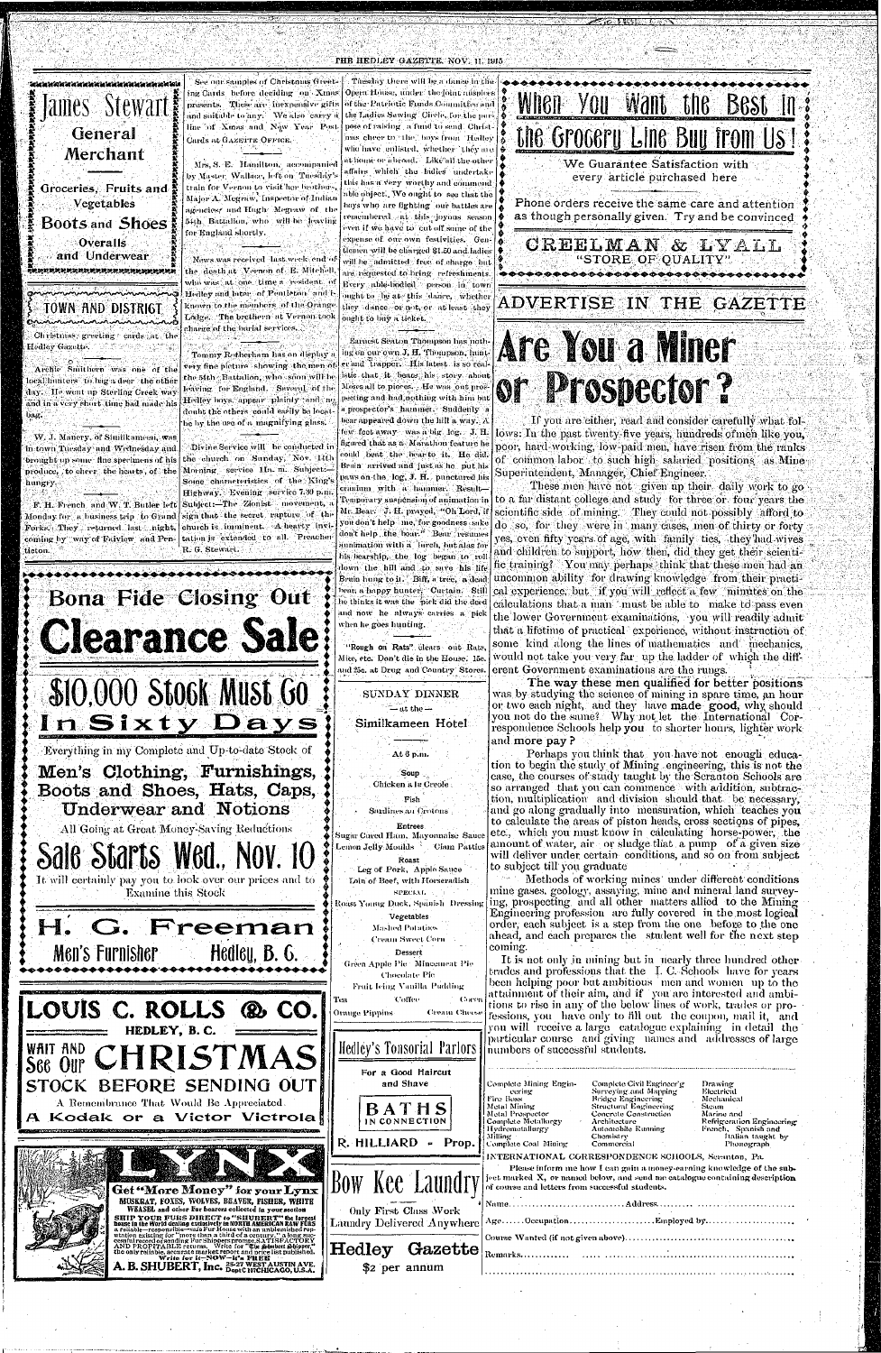# James Stewart

## General Merchant

Groceries, Fruits and Vegetables

Boots and Shoes

Overalls and Underwear

## TOWN AND DISTRICT

Christmas greeting cards at the Hedley Gazette.

Archie Smithers was one of the local hunters to bag a deer the other day. He went up Sterling Creek way and in a very short time had made his bag.

W. J. Manery, of Similkameen, was in town Tuesday and Wednesday and brought up some fine specimens of his produce, to cheer the hearts of the hungry.

F. H. French and W. T. Butler left Monday for a business trip to Grand Forks. They returned last night, coming by way of Fairview and Penticton.

See our samples of Christmas Greeting Cards before deciding on Xmas presents. These are inexpensive gifts and suitable to any. We also carry a line of Xmas and New Year Post Cards at GAZETTE OFFICE.

Mrs. S. E. Hamilton, accompanied by Master Wallace, left on Tuesday's train for Vernon to visit her brother, Major A. Megraw, Inspector of Indian agencies and Hugh Megraw of the 54th Battalion, who will be leaving for England shortly.

News was received last week end of the death at Vernon of R. Mitchell, who was at one time a resident of Hedley and later of Penticton and is known to the members of the Orange Lodge. The brethren at Vernon took charge of the burial services.

Tommy Rotherham has on display a very fine picture showing the men of the 54th Battalion, who soon will be leaving for England. Several of the Hedley boys appear plainly and no doubt the others could easily be located by the use of a magnifying glass.

Divine Service will be conducted in the church on Sunday, Nov. 14th Morning service 11a. m. Subject— Some characteristics of the King's Highway. Evening service 7.30 p.m. Subject—The Zionist movement, a sign that the secret rapture of the church is imminent. A hearty invitation is extended to all. Preacher R. G. Stewart.

Tuesday there will be a dance in the Opera House, under the joint auspices of the Patriotic Funds Committee and the Ladies Sewing Circle, for the purpose of raising a fund to send Christmas cheer to the boys from Hedley who have enlisted, whether they are at home or abroad. Like all the other affairs which the ladies undertake this has a very worthy and commendable object. We ought to see that the boys who are fighting our battles are remembered at this joyous season even if we have to cut off some of the expense of our own festivities. Gentlemen will be charged $1.50 and ladies will be admitted free of charge but are requested to bring refreshments. Every able-bodied person in town ought to be at this dance, whether they dance or not, or at least they ought to buy a ticket.

Earnest Seaton Thompson has nothing on our own J. H. Thompson, hunter and trapper. His latest is so realistic that it beats his story about Moose all to pieces. He was out prospecting and had nothing with him but a prospector's hammer. Suddenly a bear appeared down the hill a way. A few feet away was a big log. J. H. figured that as a Marathon feature he could beat the bear to it. He did. Bruin arrived and just as he put his paws on the log, J. H. punctured his cranium with a hammer. Result— Temporary suspension of animation in Mr. Bear. J. H. prayed, "Oh Lord, if you don't help me, for goodness sake don't help the bear." Bear resumes animation with a lurch, but alas for his bearship, the log began to roll down the hill and to save his life Bruin hung to it. Biff, a tree, a dead bear, a happy hunter. Curtain. Still he thinks it was the pick did the deed and now he always carries a pick when he goes hunting.

"Rough on Rats" clears out Rats, Mice, etc. Don't die in the House. 15c. and 25c. at Drug and Country Stores.

## Bona Fide Closing Out

# Clearance Sale

## $10,000 Stock Must Go In Sixty Days

Everything in my Complete and Up-to-date Stock of

**Men's Clothing, Furnishings, Boots and Shoes, Hats, Caps, Underwear and Notions**

All Going at Great Money-Saving Reductions

## Sale Starts Wed., Nov. 10

It will certainly pay you to look over our prices and to Examine this Stock

## H. G. Freeman

Men's Furnisher — Hedley, B. C.

## LOUIS C. ROLLS & CO.

HEDLEY, B. C.

## WAIT AND See Our CHRISTMAS STOCK BEFORE SENDING OUT

A Remembrance That Would Be Appreciated.

**A Kodak or a Victor Victrola**

## LYNX

**Get "More Money" for your Lynx**

MUSKRAT, FOXES, WOLVES, BEAVER, FISHER, WHITE WEASEL and other Fur bearers collected in your section

SHIP YOUR FURS DIRECT to "SHUBERT" the largest house in the World dealing exclusively in NORTH AMERICAN RAW FURS a reliable—responsible—safe Fur House with an unblemished reputation existing for "more than a third of a century," a long successful record of sending Fur Shippers prompt, SATISFACTORY AND PROFITABLE returns. Write for "The Shubert Shipper," the only reliable, accurate market report and price list published.

Write for it—NOW—it's FREE

A. B. SHUBERT, Inc. 25-27 WEST AUSTIN AVE. Dept. CHICAGO, U.S.A.

## SUNDAY DINNER

—at the—

## Similkameen Hotel

At 6 p.m.

Soup
Chicken a la Creole

Fish
Sardines au Croutons

Entrees
Sugar Cured Ham, Mayonnaise Sauce
Lemon Jelly Moulds — Clam Patties

Roast
Leg of Pork, Apple Sauce
Loin of Beef, with Horseradish

SPECIAL
Roast Young Duck, Spanish Dressing

Vegetables
Mashed Potatoes
Cream Sweet Corn

Dessert
Green Apple Pie — Mincemeat Pie
Chocolate Pie
Fruit Icing Vanilla Pudding

Tea — Coffee — Cocoa
Orange Pippins — Cream Cheese

## Hedley's Tonsorial Parlors

For a Good Haircut and Shave

**BATHS IN CONNECTION**

R. HILLIARD - Prop.

## Bow Kee Laundry

Only First Class Work
Laundry Delivered Anywhere

## Hedley Gazette

$2 per annum

## When You Want the Best in the Grocery Line Buy from Us!

We Guarantee Satisfaction with every article purchased here

Phone orders receive the same care and attention as though personally given. Try and be convinced

**CREELMAN & LYALL**
"STORE OF QUALITY"

## ADVERTISE IN THE GAZETTE

# Are You a Miner or Prospector?

If you are either, read and consider carefully what follows: In the past twenty-five years, hundreds of men like you, poor, hard-working, low-paid men, have risen from the ranks of common labor to such high salaried positions as Mine Superintendent, Manager, Chief Engineer.

These men have not given up their daily work to go to a far distant college and study for three or four years the scientific side of mining. They could not possibly afford to do so, for they were in many cases, men of thirty or forty yes, even fifty years of age, with family ties, they had wives and children to support, how then, did they get their scientific training? You may perhaps think that these men had an uncommon ability for drawing knowledge from their practical experience, but if you will reflect a few minutes on the calculations that a man must be able to make to pass even the lower Government examinations, you will readily admit that a lifetime of practical experience, without instruction of some kind along the lines of mathematics and mechanics, would not take you very far up the ladder of which the different Government examinations are the rungs.

**The way these men qualified for better positions** was by studying the science of mining in spare time, an hour or two each night, and they have **made good**, why should you not do the same? Why not let the International Correspondence Schools help you to shorter hours, lighter work and more pay?

Perhaps you think that you have not enough education to begin the study of Mining engineering, this is not the case, the courses of study taught by the Scranton Schools are so arranged that you can commence with addition, subtraction, multiplication and division should that be necessary, and go along gradually into mensuration, which teaches you to calculate the areas of piston heads, cross sections of pipes, etc., which you must know in calculating horse-power, the amount of water, air or sludge that a pump of a given size will deliver under certain conditions, and so on from subject to subject till you graduate

Methods of working mines under different conditions mine gases, geology, assaying, mine and mineral land surveying, prospecting and all other matters allied to the Mining Engineering profession are fully covered in the most logical order, each subject is a step from the one before to the one ahead, and each prepares the student well for the next step coming.

It is not only in mining but in nearly three hundred other trades and professions that the I. C. Schools have for years been helping poor but ambitious men and women up to the attainment of their aim, and if you are interested and ambitions to rise in any of the below lines of work, trades or professions, you have only to fill out the coupon, mail it, and you will receive a large catalogue explaining in detail the particular course and giving names and addresses of large numbers of successful students.

| | | |
|---|---|---|
| Complete Mining Engineering | Complete Civil Engineer'g | Drawing |
| Fire Boss | Surveying and Mapping | Electrical |
| Metal Mining | Bridge Engineering | Mechanical |
| Metal Prospector | Structural Engineering | Steam |
| Complete Metallurgy | Concrete Construction | Marine and |
| Hydrometallurgy | Architecture | Refrigeration Engineering |
| Milling | Automobile Running | French, Spanish and |
| Complete Coal Mining | Chemistry | Italian taught by |
| | Commercial | Phonograph |

INTERNATIONAL CORRESPONDENCE SCHOOLS, Scranton, Pa.

Please inform me how I can gain a money-earning knowledge of the subject marked X, or named below, and send me catalogue containing description of course and letters from successful students.

Name.............................Address.............................

Age......Occupation.........................Employed by.........................

Course Wanted (if not given above).........................

Remarks.........................